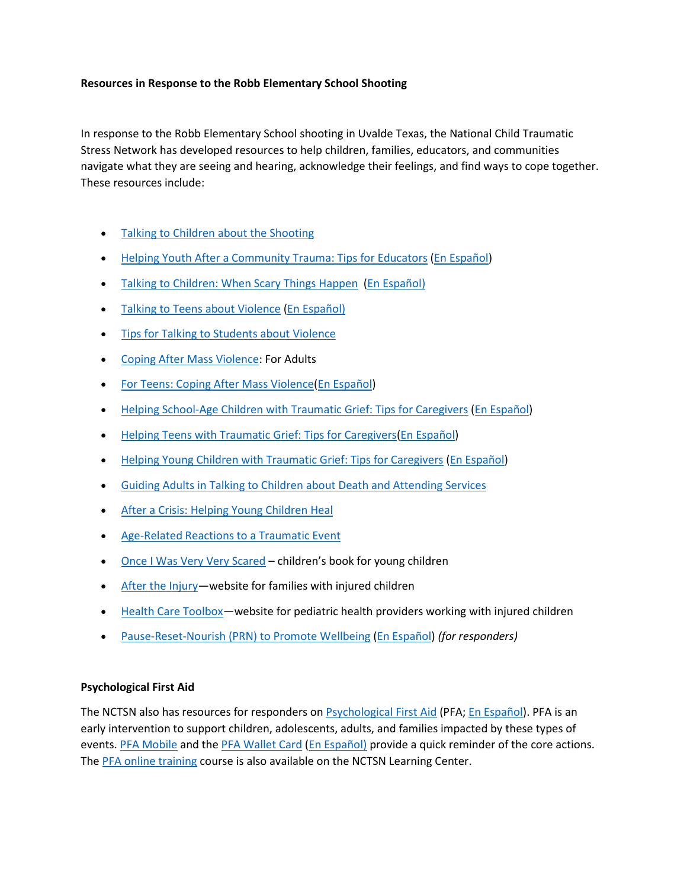**Resources in Response to the Robb Elementary School Shooting**

In response to the Robb Elementary School shooting in Uvalde Texas, the National Child Traumatic Stress Network has developed resources to help children, families, educators, and communities navigate what they are seeing and hearing, acknowledge their feelings, and find ways to cope together. These resources include:

- Talking to Children about the Shooting
- Helping Youth After a Community Trauma: Tips for Educators (En Español)
- Talking to Children: When Scary Things Happen (En Español)
- Talking to Teens about Violence (En Español)
- Tips for Talking to Students about Violence
- Coping After Mass Violence: For Adults
- For Teens: Coping After Mass Violence(En Español)
- Helping School-Age Children with Traumatic Grief: Tips for Caregivers (En Español)
- Helping Teens with Traumatic Grief: Tips for Caregivers(En Español)
- Helping Young Children with Traumatic Grief: Tips for Caregivers (En Español)
- Guiding Adults in Talking to Children about Death and Attending Services
- After a Crisis: Helping Young Children Heal
- Age-Related Reactions to a Traumatic Event
- Once I Was Very Very Scared – children's book for young children
- After the Injury—website for families with injured children
- Health Care Toolbox—website for pediatric health providers working with injured children
- Pause-Reset-Nourish (PRN) to Promote Wellbeing (En Español) *(for responders)*

**Psychological First Aid**

The NCTSN also has resources for responders on Psychological First Aid (PFA; En Español). PFA is an early intervention to support children, adolescents, adults, and families impacted by these types of events. PFA Mobile and the PFA Wallet Card (En Español) provide a quick reminder of the core actions. The PFA online training course is also available on the NCTSN Learning Center.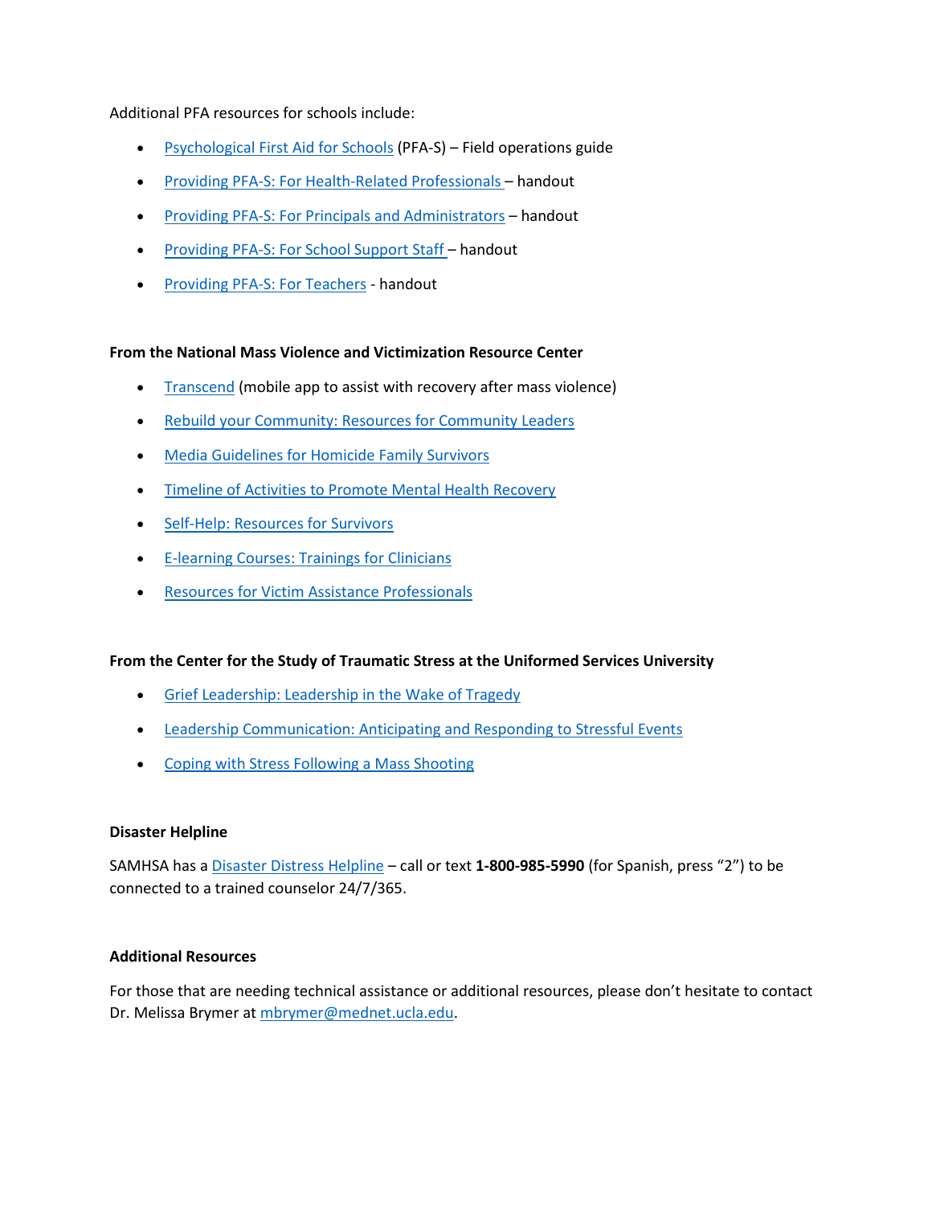Additional PFA resources for schools include:

- Psychological First Aid for Schools (PFA-S) – Field operations guide
- Providing PFA-S: For Health-Related Professionals – handout
- Providing PFA-S: For Principals and Administrators – handout
- Providing PFA-S: For School Support Staff – handout
- Providing PFA-S: For Teachers - handout

**From the National Mass Violence and Victimization Resource Center**

- Transcend (mobile app to assist with recovery after mass violence)
- Rebuild your Community: Resources for Community Leaders
- Media Guidelines for Homicide Family Survivors
- Timeline of Activities to Promote Mental Health Recovery
- Self-Help: Resources for Survivors
- E-learning Courses: Trainings for Clinicians
- Resources for Victim Assistance Professionals

**From the Center for the Study of Traumatic Stress at the Uniformed Services University**

- Grief Leadership: Leadership in the Wake of Tragedy
- Leadership Communication: Anticipating and Responding to Stressful Events
- Coping with Stress Following a Mass Shooting

**Disaster Helpline**

SAMHSA has a Disaster Distress Helpline – call or text **1-800-985-5990** (for Spanish, press "2") to be connected to a trained counselor 24/7/365.

**Additional Resources**

For those that are needing technical assistance or additional resources, please don't hesitate to contact Dr. Melissa Brymer at mbrymer@mednet.ucla.edu.